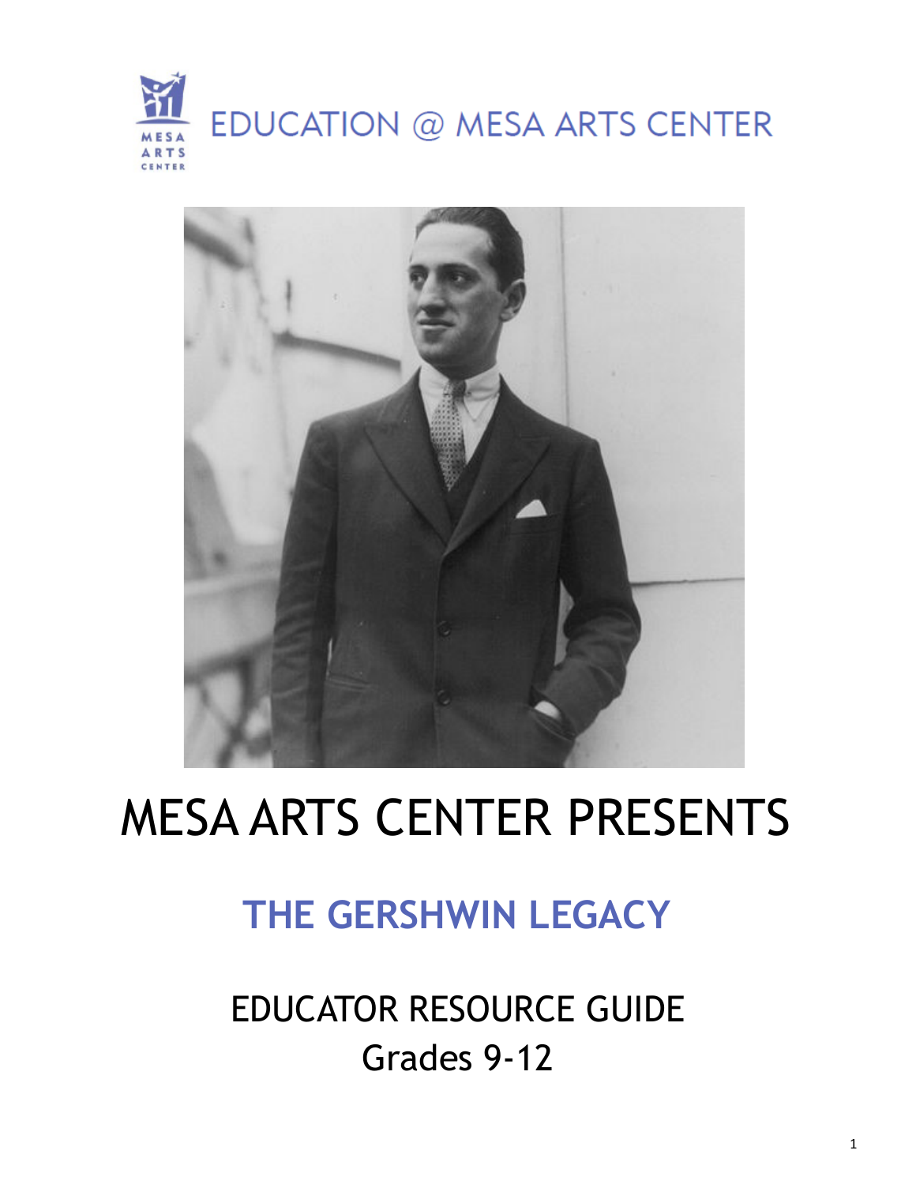EDUCATION @ MESA ARTS CENTER

# MESA ARTS CENTER PRESENTS

## THE GERSHWIN LEGACY

EDUCATOR RESOURCE GUIDE
Grades 9-12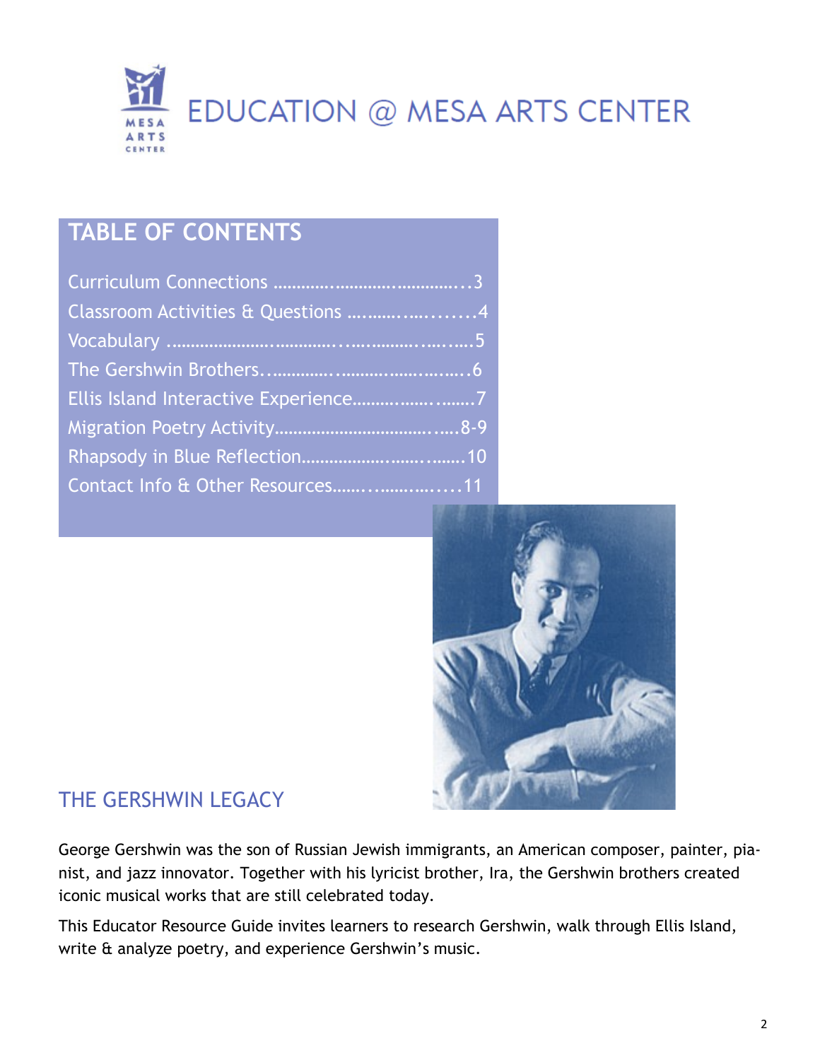# EDUCATION @ MESA ARTS CENTER

## TABLE OF CONTENTS

Curriculum Connections ....................................3
Classroom Activities & Questions ......................4
Vocabulary ........................................................5
The Gershwin Brothers.......................................6
Ellis Island Interactive Experience.......................7
Migration Poetry Activity................................8-9
Rhapsody in Blue Reflection.............................10
Contact Info & Other Resources.......................11

## THE GERSHWIN LEGACY

George Gershwin was the son of Russian Jewish immigrants, an American composer, painter, pianist, and jazz innovator. Together with his lyricist brother, Ira, the Gershwin brothers created iconic musical works that are still celebrated today.

This Educator Resource Guide invites learners to research Gershwin, walk through Ellis Island, write & analyze poetry, and experience Gershwin's music.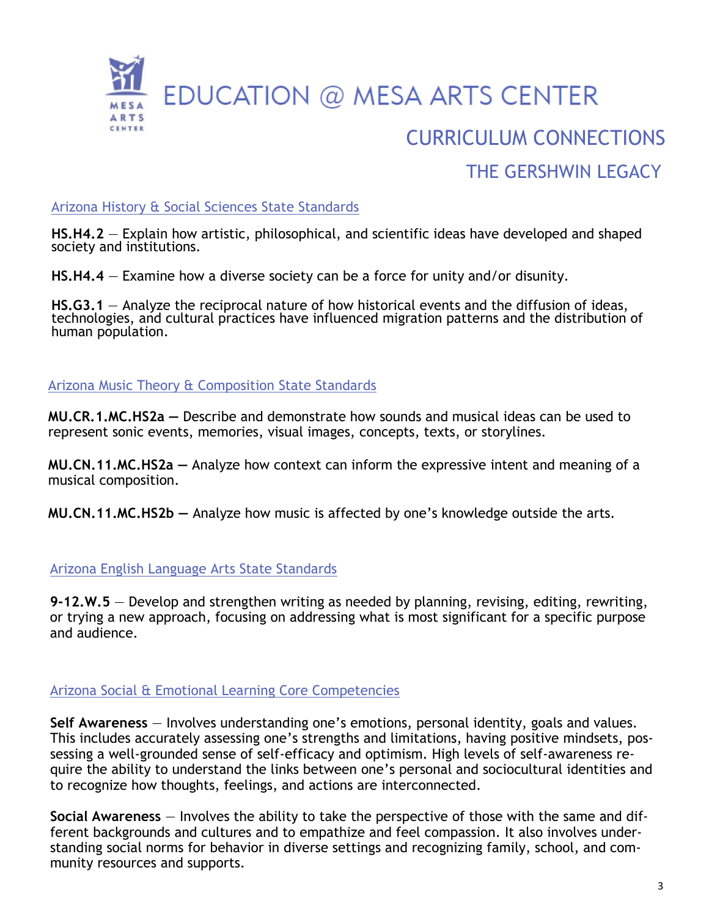# EDUCATION @ MESA ARTS CENTER

## CURRICULUM CONNECTIONS

## THE GERSHWIN LEGACY

### Arizona History & Social Sciences State Standards

**HS.H4.2** — Explain how artistic, philosophical, and scientific ideas have developed and shaped society and institutions.

**HS.H4.4** — Examine how a diverse society can be a force for unity and/or disunity.

**HS.G3.1** — Analyze the reciprocal nature of how historical events and the diffusion of ideas, technologies, and cultural practices have influenced migration patterns and the distribution of human population.

### Arizona Music Theory & Composition State Standards

**MU.CR.1.MC.HS2a —** Describe and demonstrate how sounds and musical ideas can be used to represent sonic events, memories, visual images, concepts, texts, or storylines.

**MU.CN.11.MC.HS2a —** Analyze how context can inform the expressive intent and meaning of a musical composition.

**MU.CN.11.MC.HS2b —** Analyze how music is affected by one's knowledge outside the arts.

### Arizona English Language Arts State Standards

**9-12.W.5** — Develop and strengthen writing as needed by planning, revising, editing, rewriting, or trying a new approach, focusing on addressing what is most significant for a specific purpose and audience.

### Arizona Social & Emotional Learning Core Competencies

**Self Awareness** — Involves understanding one's emotions, personal identity, goals and values. This includes accurately assessing one's strengths and limitations, having positive mindsets, possessing a well-grounded sense of self-efficacy and optimism. High levels of self-awareness require the ability to understand the links between one's personal and sociocultural identities and to recognize how thoughts, feelings, and actions are interconnected.

**Social Awareness** — Involves the ability to take the perspective of those with the same and different backgrounds and cultures and to empathize and feel compassion. It also involves understanding social norms for behavior in diverse settings and recognizing family, school, and community resources and supports.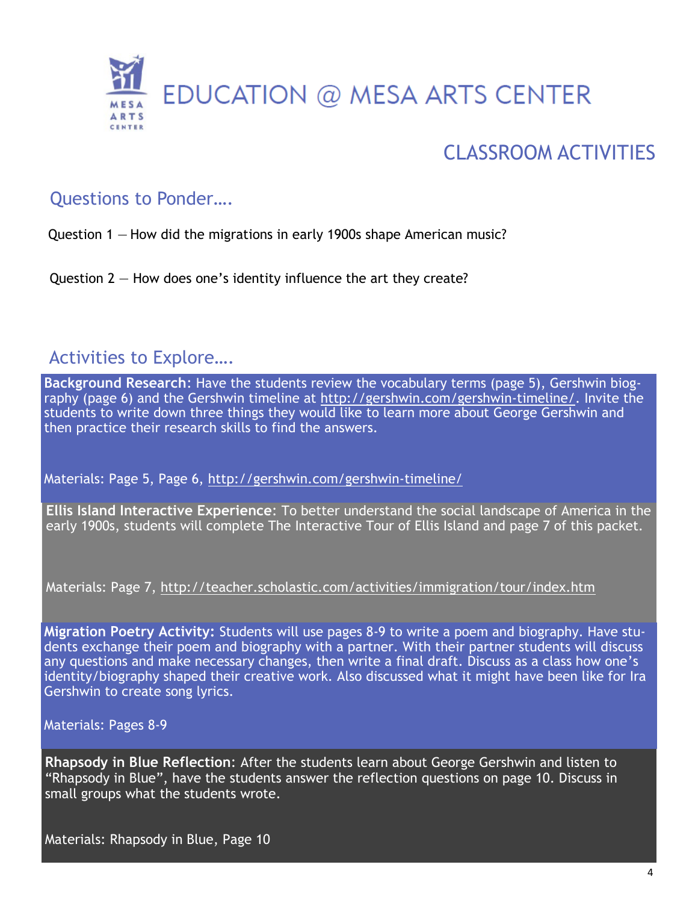# EDUCATION @ MESA ARTS CENTER

## CLASSROOM ACTIVITIES

### Questions to Ponder….

Question 1 — How did the migrations in early 1900s shape American music?

Question 2 — How does one's identity influence the art they create?

### Activities to Explore….

**Background Research**: Have the students review the vocabulary terms (page 5), Gershwin biography (page 6) and the Gershwin timeline at http://gershwin.com/gershwin-timeline/. Invite the students to write down three things they would like to learn more about George Gershwin and then practice their research skills to find the answers.

Materials: Page 5, Page 6, http://gershwin.com/gershwin-timeline/

**Ellis Island Interactive Experience**: To better understand the social landscape of America in the early 1900s, students will complete The Interactive Tour of Ellis Island and page 7 of this packet.

Materials: Page 7, http://teacher.scholastic.com/activities/immigration/tour/index.htm

**Migration Poetry Activity:** Students will use pages 8-9 to write a poem and biography. Have students exchange their poem and biography with a partner. With their partner students will discuss any questions and make necessary changes, then write a final draft. Discuss as a class how one's identity/biography shaped their creative work. Also discussed what it might have been like for Ira Gershwin to create song lyrics.

Materials: Pages 8-9

**Rhapsody in Blue Reflection**: After the students learn about George Gershwin and listen to "Rhapsody in Blue", have the students answer the reflection questions on page 10. Discuss in small groups what the students wrote.

Materials: Rhapsody in Blue, Page 10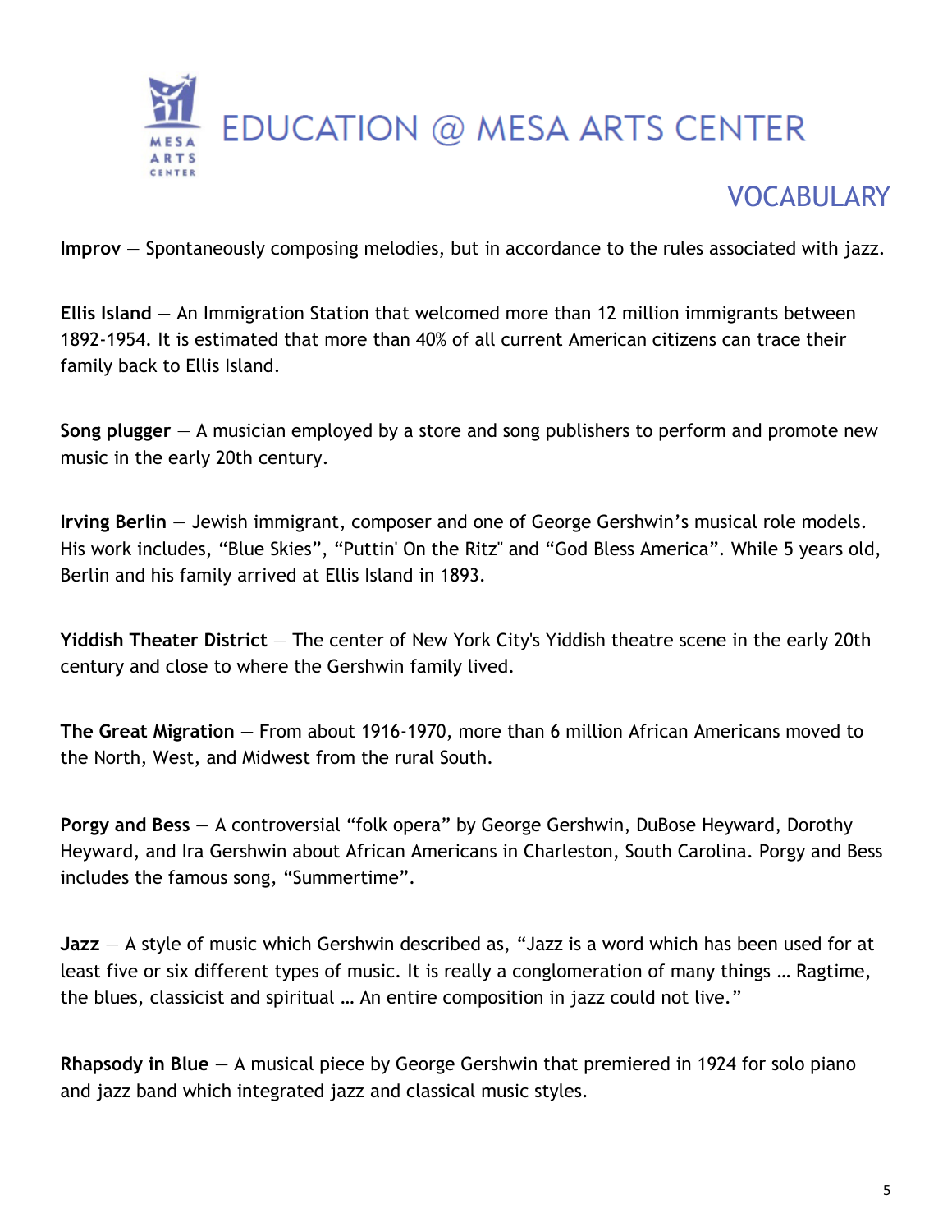# EDUCATION @ MESA ARTS CENTER

## VOCABULARY

**Improv** — Spontaneously composing melodies, but in accordance to the rules associated with jazz.

**Ellis Island** — An Immigration Station that welcomed more than 12 million immigrants between 1892-1954. It is estimated that more than 40% of all current American citizens can trace their family back to Ellis Island.

**Song plugger** — A musician employed by a store and song publishers to perform and promote new music in the early 20th century.

**Irving Berlin** — Jewish immigrant, composer and one of George Gershwin's musical role models. His work includes, "Blue Skies", "Puttin' On the Ritz" and "God Bless America". While 5 years old, Berlin and his family arrived at Ellis Island in 1893.

**Yiddish Theater District** — The center of New York City's Yiddish theatre scene in the early 20th century and close to where the Gershwin family lived.

**The Great Migration** — From about 1916-1970, more than 6 million African Americans moved to the North, West, and Midwest from the rural South.

**Porgy and Bess** — A controversial "folk opera" by George Gershwin, DuBose Heyward, Dorothy Heyward, and Ira Gershwin about African Americans in Charleston, South Carolina. Porgy and Bess includes the famous song, "Summertime".

**Jazz** — A style of music which Gershwin described as, "Jazz is a word which has been used for at least five or six different types of music. It is really a conglomeration of many things … Ragtime, the blues, classicist and spiritual … An entire composition in jazz could not live."

**Rhapsody in Blue** — A musical piece by George Gershwin that premiered in 1924 for solo piano and jazz band which integrated jazz and classical music styles.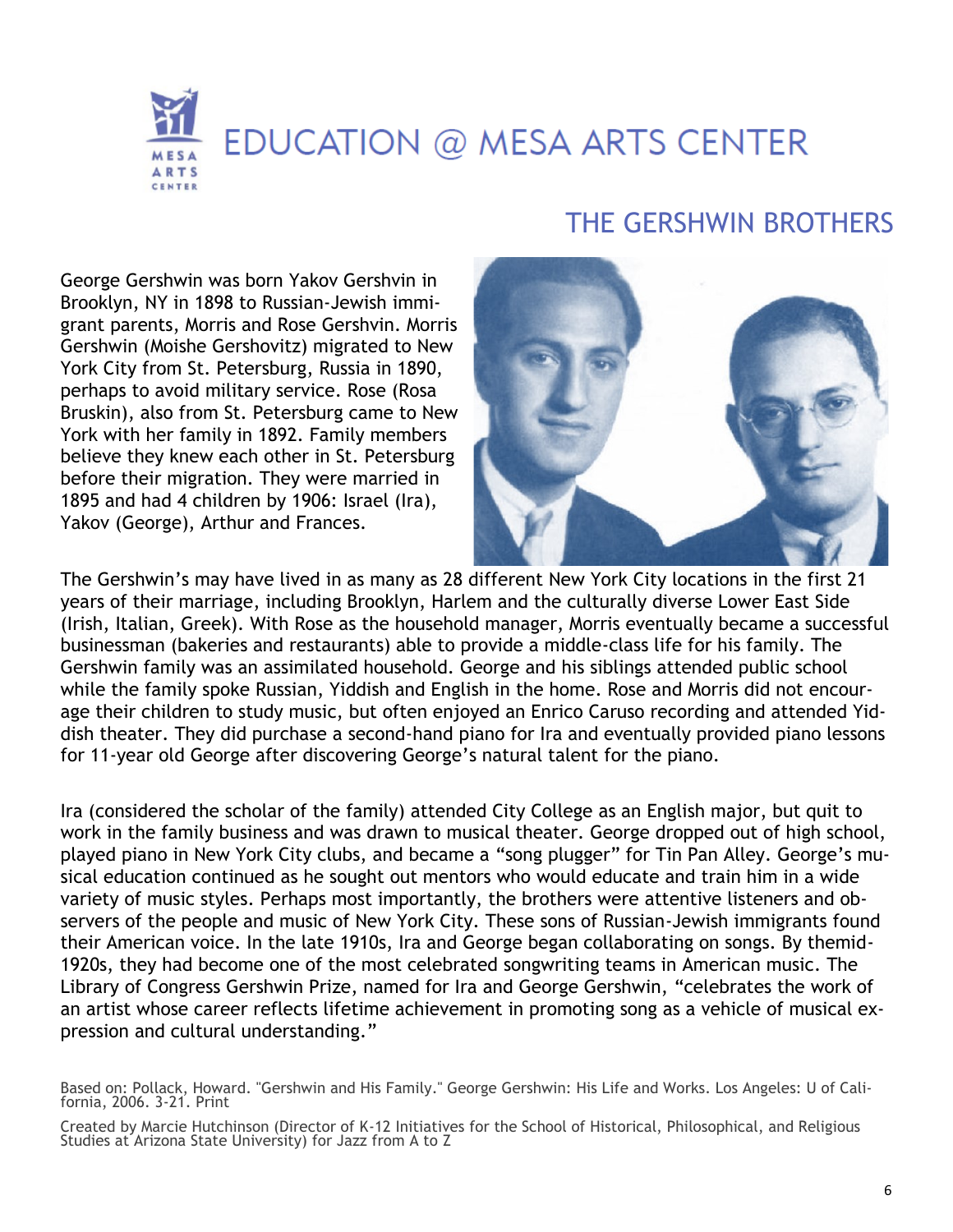# EDUCATION @ MESA ARTS CENTER

## THE GERSHWIN BROTHERS

George Gershwin was born Yakov Gershvin in Brooklyn, NY in 1898 to Russian-Jewish immigrant parents, Morris and Rose Gershvin. Morris Gershwin (Moishe Gershovitz) migrated to New York City from St. Petersburg, Russia in 1890, perhaps to avoid military service. Rose (Rosa Bruskin), also from St. Petersburg came to New York with her family in 1892. Family members believe they knew each other in St. Petersburg before their migration. They were married in 1895 and had 4 children by 1906: Israel (Ira), Yakov (George), Arthur and Frances.

The Gershwin's may have lived in as many as 28 different New York City locations in the first 21 years of their marriage, including Brooklyn, Harlem and the culturally diverse Lower East Side (Irish, Italian, Greek). With Rose as the household manager, Morris eventually became a successful businessman (bakeries and restaurants) able to provide a middle-class life for his family. The Gershwin family was an assimilated household. George and his siblings attended public school while the family spoke Russian, Yiddish and English in the home. Rose and Morris did not encourage their children to study music, but often enjoyed an Enrico Caruso recording and attended Yiddish theater. They did purchase a second-hand piano for Ira and eventually provided piano lessons for 11-year old George after discovering George's natural talent for the piano.

Ira (considered the scholar of the family) attended City College as an English major, but quit to work in the family business and was drawn to musical theater. George dropped out of high school, played piano in New York City clubs, and became a "song plugger" for Tin Pan Alley. George's musical education continued as he sought out mentors who would educate and train him in a wide variety of music styles. Perhaps most importantly, the brothers were attentive listeners and observers of the people and music of New York City. These sons of Russian-Jewish immigrants found their American voice. In the late 1910s, Ira and George began collaborating on songs. By themid-1920s, they had become one of the most celebrated songwriting teams in American music. The Library of Congress Gershwin Prize, named for Ira and George Gershwin, "celebrates the work of an artist whose career reflects lifetime achievement in promoting song as a vehicle of musical expression and cultural understanding."

Based on: Pollack, Howard. "Gershwin and His Family." George Gershwin: His Life and Works. Los Angeles: U of California, 2006. 3-21. Print

Created by Marcie Hutchinson (Director of K-12 Initiatives for the School of Historical, Philosophical, and Religious Studies at Arizona State University) for Jazz from A to Z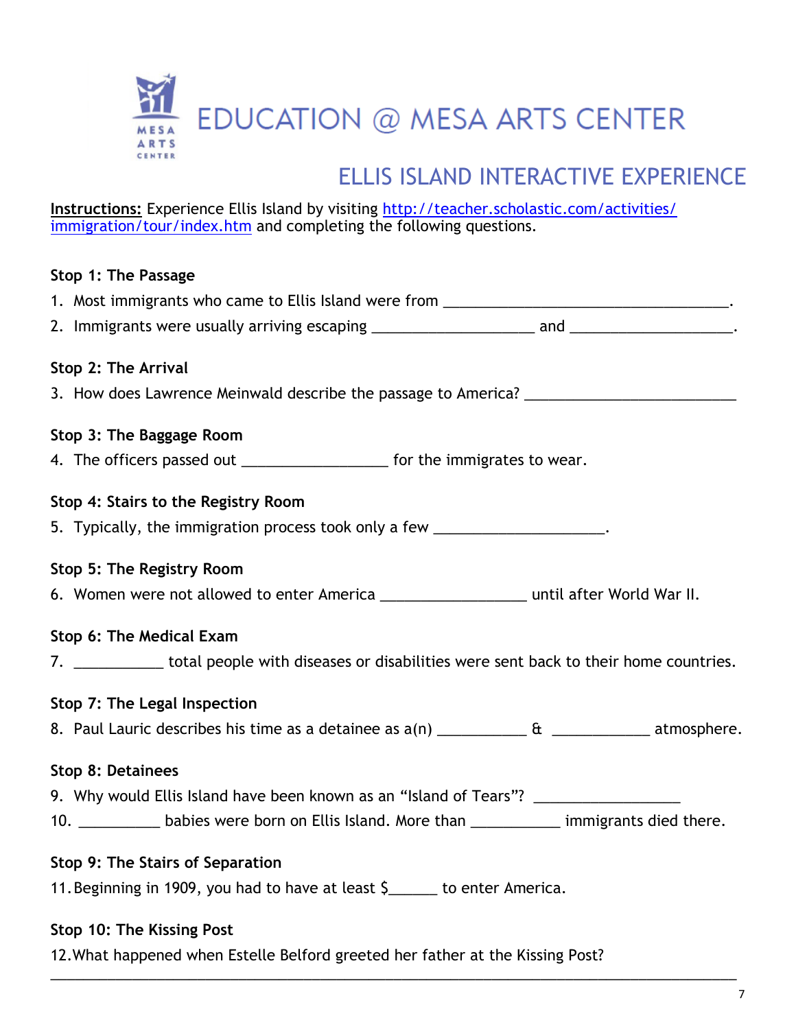EDUCATION @ MESA ARTS CENTER

## ELLIS ISLAND INTERACTIVE EXPERIENCE

**Instructions:** Experience Ellis Island by visiting [http://teacher.scholastic.com/activities/immigration/tour/index.htm](http://teacher.scholastic.com/activities/immigration/tour/index.htm) and completing the following questions.

**Stop 1: The Passage**

1. Most immigrants who came to Ellis Island were from ___________________________________.
2. Immigrants were usually arriving escaping ___________________ and ___________________.

**Stop 2: The Arrival**

3. How does Lawrence Meinwald describe the passage to America? _________________________

**Stop 3: The Baggage Room**

4. The officers passed out _________________ for the immigrates to wear.

**Stop 4: Stairs to the Registry Room**

5. Typically, the immigration process took only a few ____________________.

**Stop 5: The Registry Room**

6. Women were not allowed to enter America _________________ until after World War II.

**Stop 6: The Medical Exam**

7. __________ total people with diseases or disabilities were sent back to their home countries.

**Stop 7: The Legal Inspection**

8. Paul Lauric describes his time as a detainee as a(n) __________ & ___________ atmosphere.

**Stop 8: Detainees**

9. Why would Ellis Island have been known as an "Island of Tears"? _________________
10. _________ babies were born on Ellis Island. More than __________ immigrants died there.

**Stop 9: The Stairs of Separation**

11. Beginning in 1909, you had to have at least $_____ to enter America.

**Stop 10: The Kissing Post**

12. What happened when Estelle Belford greeted her father at the Kissing Post?

_____________________________________________________________________________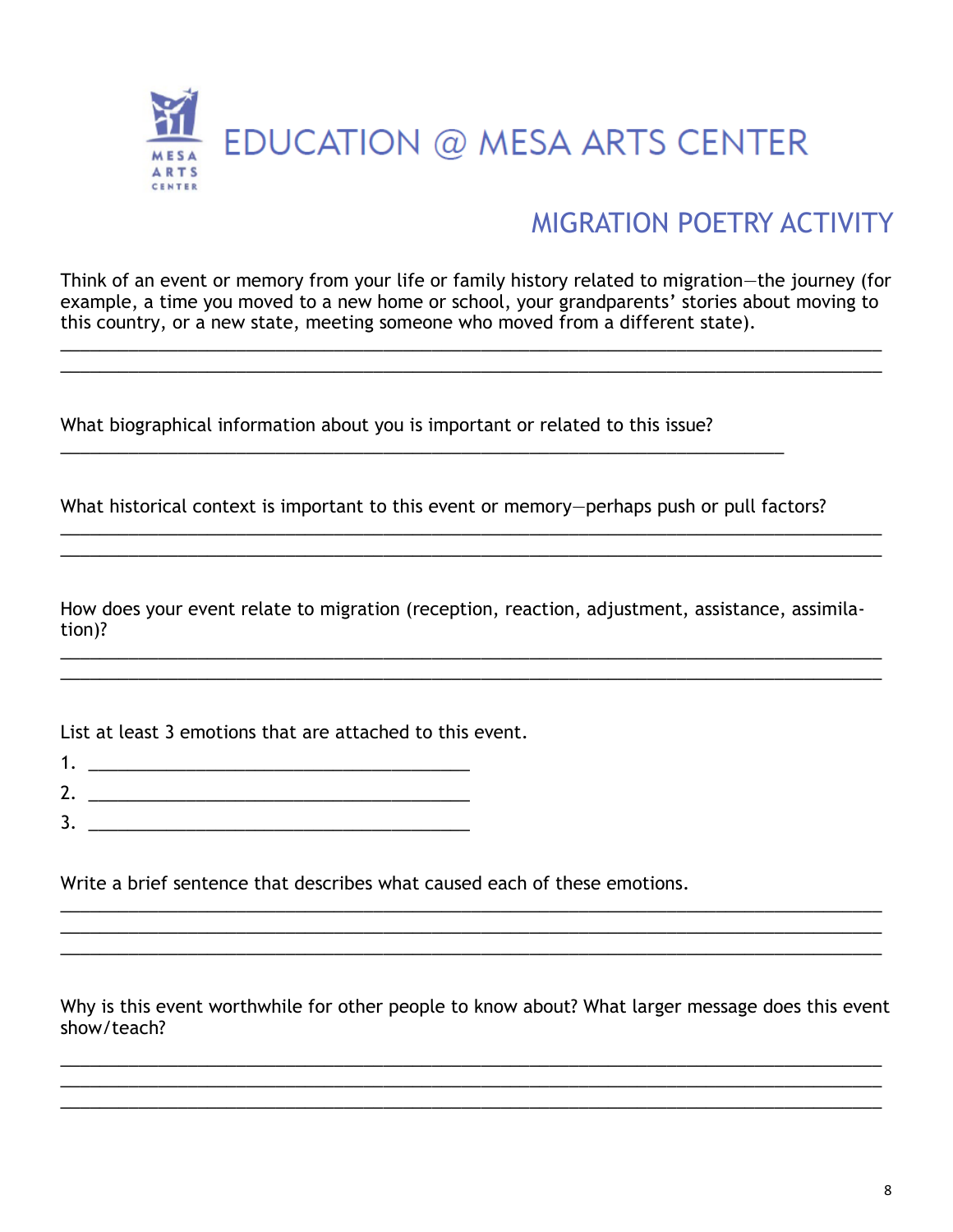# EDUCATION @ MESA ARTS CENTER

## MIGRATION POETRY ACTIVITY

Think of an event or memory from your life or family history related to migration—the journey (for example, a time you moved to a new home or school, your grandparents' stories about moving to this country, or a new state, meeting someone who moved from a different state).

______________________________________________________________________________

______________________________________________________________________________

What biographical information about you is important or related to this issue?

______________________________________________________________________

What historical context is important to this event or memory—perhaps push or pull factors?

______________________________________________________________________________

______________________________________________________________________________

How does your event relate to migration (reception, reaction, adjustment, assistance, assimilation)?

______________________________________________________________________________

______________________________________________________________________________

List at least 3 emotions that are attached to this event.

1. ____________________________________

2. ____________________________________

3. ____________________________________

Write a brief sentence that describes what caused each of these emotions.

______________________________________________________________________________

______________________________________________________________________________

______________________________________________________________________________

Why is this event worthwhile for other people to know about? What larger message does this event show/teach?

______________________________________________________________________________

______________________________________________________________________________

______________________________________________________________________________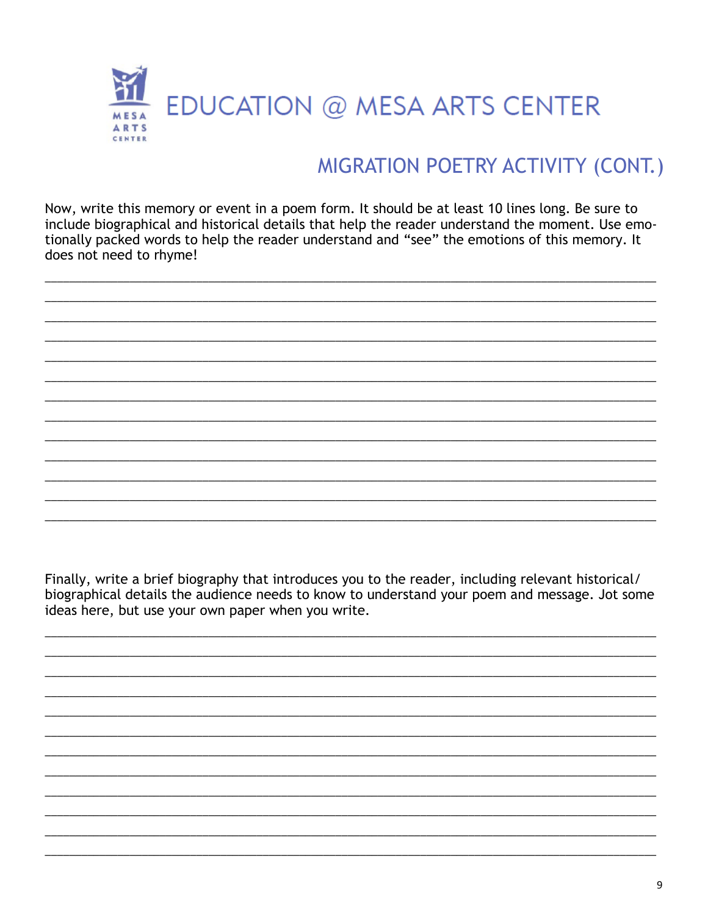# EDUCATION @ MESA ARTS CENTER

## MIGRATION POETRY ACTIVITY (CONT.)

Now, write this memory or event in a poem form. It should be at least 10 lines long. Be sure to include biographical and historical details that help the reader understand the moment. Use emotionally packed words to help the reader understand and "see" the emotions of this memory. It does not need to rhyme!

_______________________________________________________________________________

_______________________________________________________________________________

_______________________________________________________________________________

_______________________________________________________________________________

_______________________________________________________________________________

_______________________________________________________________________________

_______________________________________________________________________________

_______________________________________________________________________________

_______________________________________________________________________________

_______________________________________________________________________________

_______________________________________________________________________________

_______________________________________________________________________________

_______________________________________________________________________________

Finally, write a brief biography that introduces you to the reader, including relevant historical/ biographical details the audience needs to know to understand your poem and message. Jot some ideas here, but use your own paper when you write.

_______________________________________________________________________________

_______________________________________________________________________________

_______________________________________________________________________________

_______________________________________________________________________________

_______________________________________________________________________________

_______________________________________________________________________________

_______________________________________________________________________________

_______________________________________________________________________________

_______________________________________________________________________________

_______________________________________________________________________________

_______________________________________________________________________________

_______________________________________________________________________________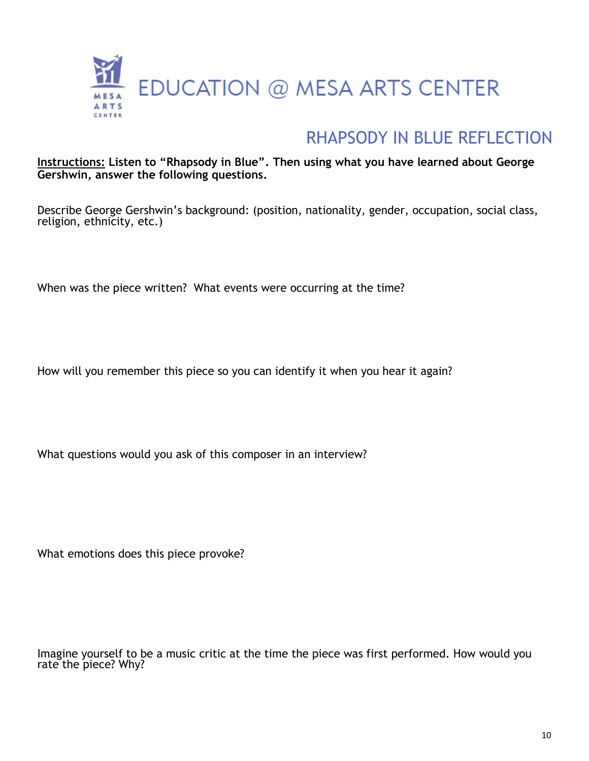# EDUCATION @ MESA ARTS CENTER

## RHAPSODY IN BLUE REFLECTION

**Instructions: Listen to "Rhapsody in Blue". Then using what you have learned about George Gershwin, answer the following questions.**

Describe George Gershwin's background: (position, nationality, gender, occupation, social class, religion, ethnicity, etc.)

When was the piece written? What events were occurring at the time?

How will you remember this piece so you can identify it when you hear it again?

What questions would you ask of this composer in an interview?

What emotions does this piece provoke?

Imagine yourself to be a music critic at the time the piece was first performed. How would you rate the piece? Why?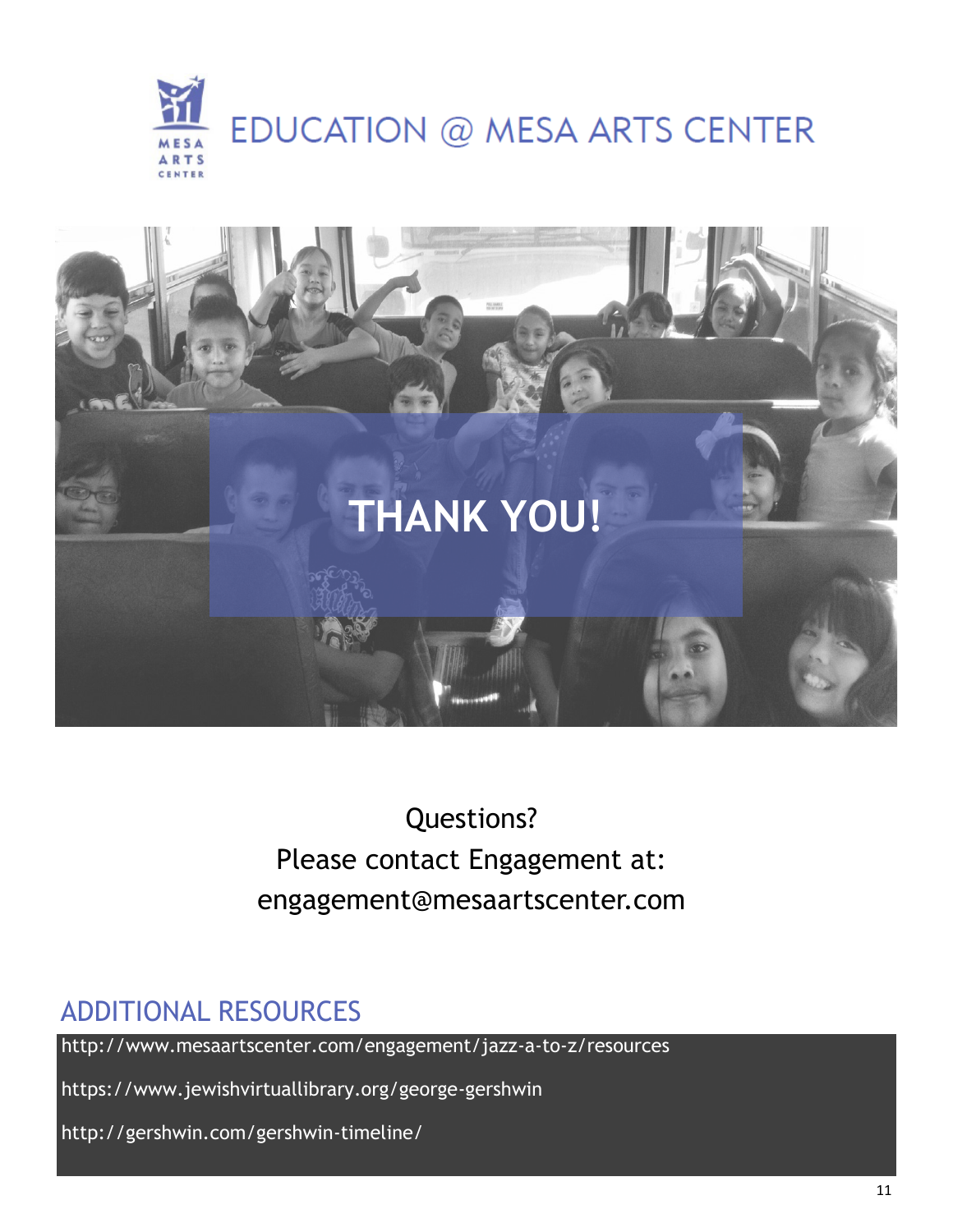# EDUCATION @ MESA ARTS CENTER

**THANK YOU!**

Questions?
Please contact Engagement at:
engagement@mesaartscenter.com

## ADDITIONAL RESOURCES

http://www.mesaartscenter.com/engagement/jazz-a-to-z/resources

https://www.jewishvirtuallibrary.org/george-gershwin

http://gershwin.com/gershwin-timeline/